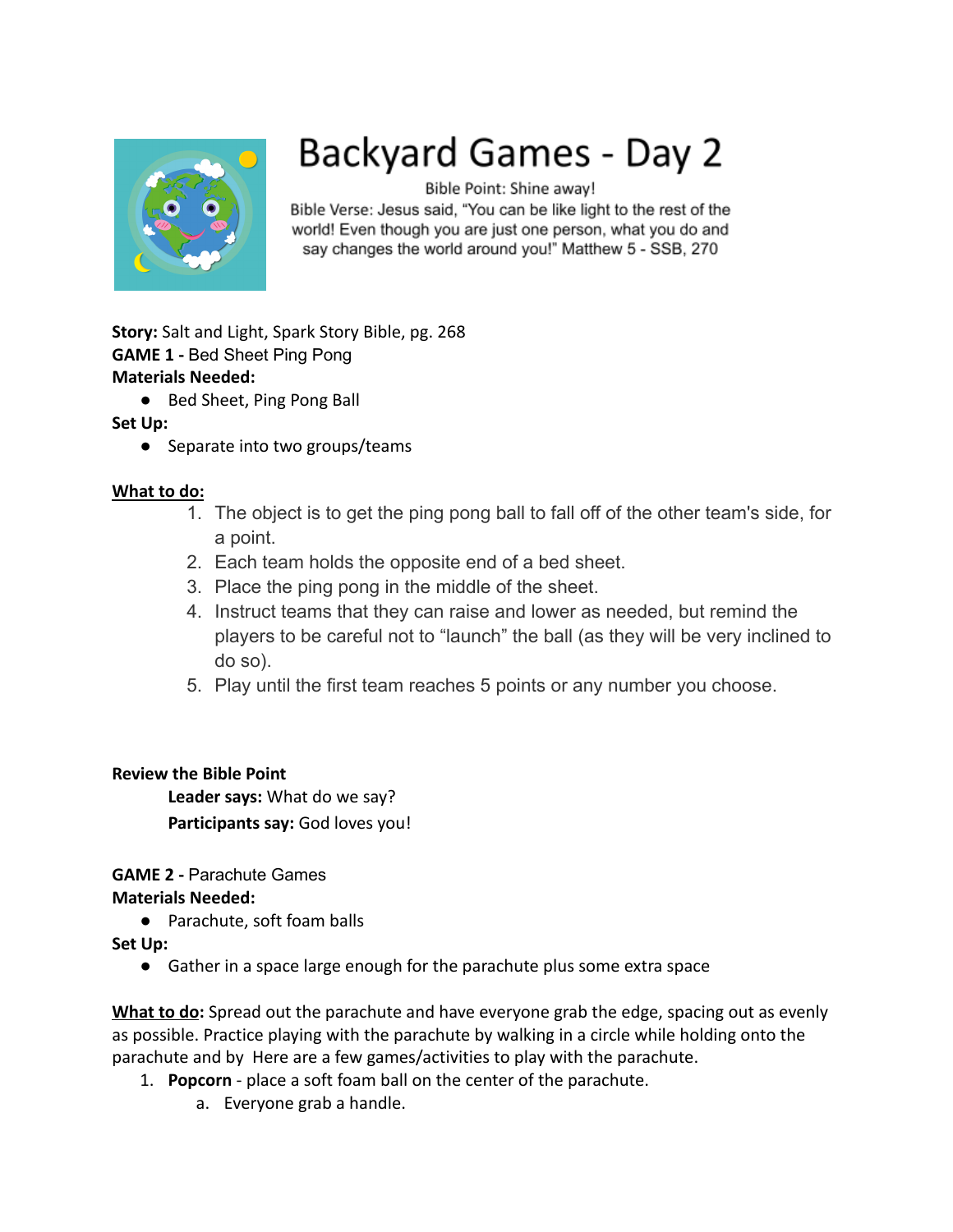# Backyard Games - Day 2

Bible Point: Shine away!

Bible Verse: Jesus said, "You can be like light to the rest of the world! Even though you are just one person, what you do and say changes the world around you!" Matthew 5 - SSB, 270

**Story:** Salt and Light, Spark Story Bible, pg. 268

**GAME 1 -** Bed Sheet Ping Pong

**Materials Needed:**

- Bed Sheet, Ping Pong Ball

**Set Up:**

- Separate into two groups/teams

**What to do:**

1. The object is to get the ping pong ball to fall off of the other team's side, for a point.
2. Each team holds the opposite end of a bed sheet.
3. Place the ping pong in the middle of the sheet.
4. Instruct teams that they can raise and lower as needed, but remind the players to be careful not to "launch" the ball (as they will be very inclined to do so).
5. Play until the first team reaches 5 points or any number you choose.

**Review the Bible Point**

**Leader says:** What do we say?

**Participants say:** God loves you!

**GAME 2 -** Parachute Games

**Materials Needed:**

- Parachute, soft foam balls

**Set Up:**

- Gather in a space large enough for the parachute plus some extra space

**What to do:** Spread out the parachute and have everyone grab the edge, spacing out as evenly as possible. Practice playing with the parachute by walking in a circle while holding onto the parachute and by Here are a few games/activities to play with the parachute.

1. **Popcorn** - place a soft foam ball on the center of the parachute.
   a. Everyone grab a handle.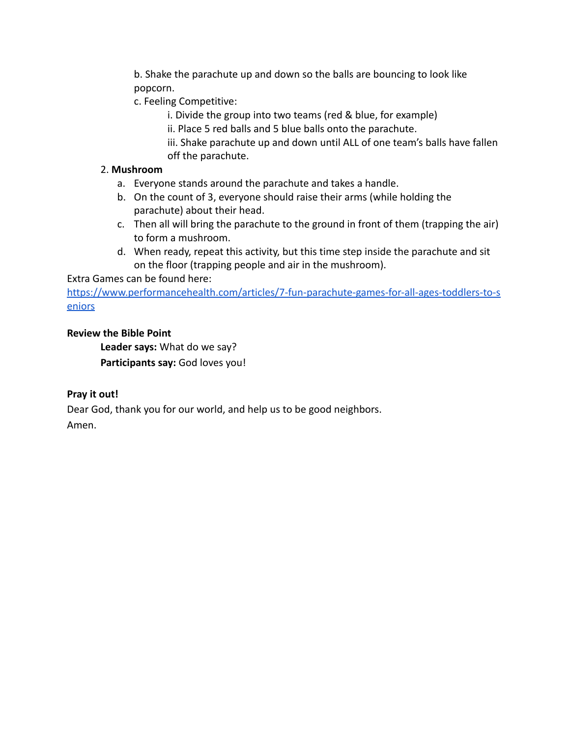b. Shake the parachute up and down so the balls are bouncing to look like popcorn.
    c. Feeling Competitive:
        i. Divide the group into two teams (red & blue, for example)
        ii. Place 5 red balls and 5 blue balls onto the parachute.
        iii. Shake parachute up and down until ALL of one team's balls have fallen off the parachute.

2. **Mushroom**
    a. Everyone stands around the parachute and takes a handle.
    b. On the count of 3, everyone should raise their arms (while holding the parachute) about their head.
    c. Then all will bring the parachute to the ground in front of them (trapping the air) to form a mushroom.
    d. When ready, repeat this activity, but this time step inside the parachute and sit on the floor (trapping people and air in the mushroom).

Extra Games can be found here:
https://www.performancehealth.com/articles/7-fun-parachute-games-for-all-ages-toddlers-to-seniors

**Review the Bible Point**

**Leader says:** What do we say?

**Participants say:** God loves you!

**Pray it out!**

Dear God, thank you for our world, and help us to be good neighbors.
Amen.